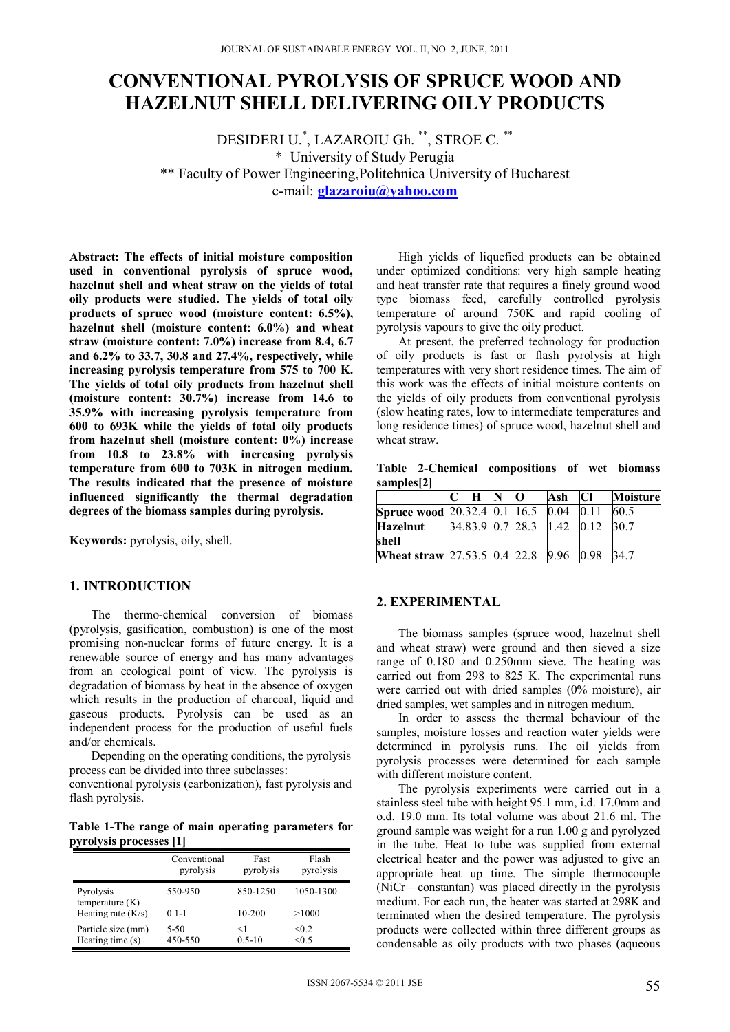# CONVENTIONAL PYROLYSIS OF SPRUCE WOOD AND HAZELNUT SHELL DELIVERING OILY PRODUCTS

DESIDERI U.[*], LAZAROIU Gh.[**], STROE C.[**]

[*] University of Study Perugia

[**] Faculty of Power Engineering, Politehnica University of Bucharest

e-mail: **glazaroiu@yahoo.com**

**Abstract: The effects of initial moisture composition used in conventional pyrolysis of spruce wood, hazelnut shell and wheat straw on the yields of total oily products were studied. The yields of total oily products of spruce wood (moisture content: 6.5%), hazelnut shell (moisture content: 6.0%) and wheat straw (moisture content: 7.0%) increase from 8.4, 6.7 and 6.2% to 33.7, 30.8 and 27.4%, respectively, while increasing pyrolysis temperature from 575 to 700 K. The yields of total oily products from hazelnut shell (moisture content: 30.7%) increase from 14.6 to 35.9% with increasing pyrolysis temperature from 600 to 693K while the yields of total oily products from hazelnut shell (moisture content: 0%) increase from 10.8 to 23.8% with increasing pyrolysis temperature from 600 to 703K in nitrogen medium. The results indicated that the presence of moisture influenced significantly the thermal degradation degrees of the biomass samples during pyrolysis.**

**Keywords:** pyrolysis, oily, shell.

## 1. INTRODUCTION

The thermo-chemical conversion of biomass (pyrolysis, gasification, combustion) is one of the most promising non-nuclear forms of future energy. It is a renewable source of energy and has many advantages from an ecological point of view. The pyrolysis is degradation of biomass by heat in the absence of oxygen which results in the production of charcoal, liquid and gaseous products. Pyrolysis can be used as an independent process for the production of useful fuels and/or chemicals.

Depending on the operating conditions, the pyrolysis process can be divided into three subclasses:
conventional pyrolysis (carbonization), fast pyrolysis and flash pyrolysis.

**Table 1-The range of main operating parameters for pyrolysis processes [1]**

| | Conventional pyrolysis | Fast pyrolysis | Flash pyrolysis |
|---|---|---|---|
| Pyrolysis temperature (K) | 550-950 | 850-1250 | 1050-1300 |
| Heating rate (K/s) | 0.1-1 | 10-200 | >1000 |
| Particle size (mm) | 5-50 | <1 | <0.2 |
| Heating time (s) | 450-550 | 0.5-10 | <0.5 |

High yields of liquefied products can be obtained under optimized conditions: very high sample heating and heat transfer rate that requires a finely ground wood type biomass feed, carefully controlled pyrolysis temperature of around 750K and rapid cooling of pyrolysis vapours to give the oily product.

At present, the preferred technology for production of oily products is fast or flash pyrolysis at high temperatures with very short residence times. The aim of this work was the effects of initial moisture contents on the yields of oily products from conventional pyrolysis (slow heating rates, low to intermediate temperatures and long residence times) of spruce wood, hazelnut shell and wheat straw.

**Table 2-Chemical compositions of wet biomass samples[2]**

| | C | H | N | O | Ash | Cl | Moisture |
|---|---|---|---|---|---|---|---|
| **Spruce wood** | 20.3 | 2.4 | 0.1 | 16.5 | 0.04 | 0.11 | 60.5 |
| **Hazelnut shell** | 34.8 | 3.9 | 0.7 | 28.3 | 1.42 | 0.12 | 30.7 |
| **Wheat straw** | 27.5 | 3.5 | 0.4 | 22.8 | 9.96 | 0.98 | 34.7 |

## 2. EXPERIMENTAL

The biomass samples (spruce wood, hazelnut shell and wheat straw) were ground and then sieved a size range of 0.180 and 0.250mm sieve. The heating was carried out from 298 to 825 K. The experimental runs were carried out with dried samples (0% moisture), air dried samples, wet samples and in nitrogen medium.

In order to assess the thermal behaviour of the samples, moisture losses and reaction water yields were determined in pyrolysis runs. The oil yields from pyrolysis processes were determined for each sample with different moisture content.

The pyrolysis experiments were carried out in a stainless steel tube with height 95.1 mm, i.d. 17.0mm and o.d. 19.0 mm. Its total volume was about 21.6 ml. The ground sample was weight for a run 1.00 g and pyrolyzed in the tube. Heat to tube was supplied from external electrical heater and the power was adjusted to give an appropriate heat up time. The simple thermocouple (NiCr—constantan) was placed directly in the pyrolysis medium. For each run, the heater was started at 298K and terminated when the desired temperature. The pyrolysis products were collected within three different groups as condensable as oily products with two phases (aqueous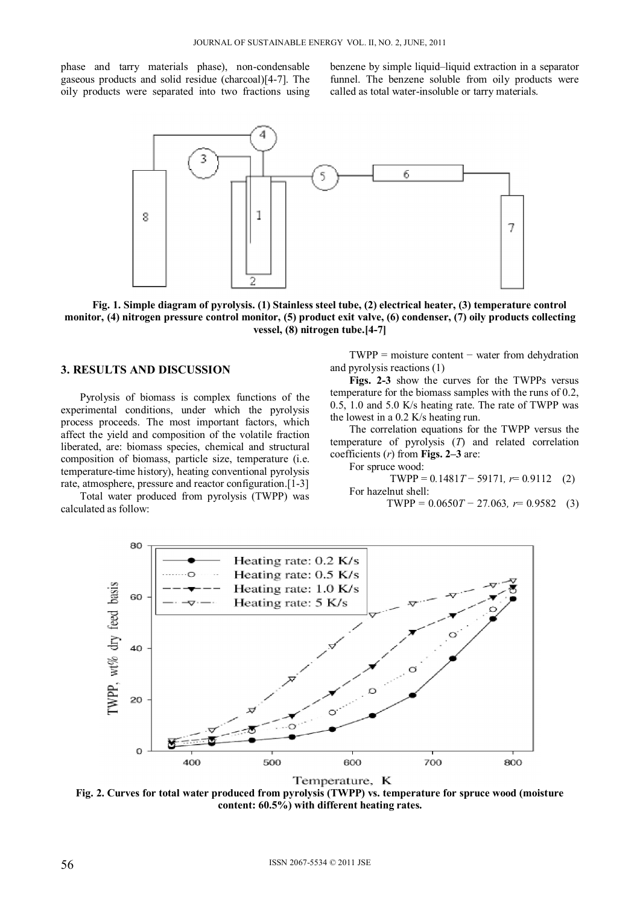phase and tarry materials phase), non-condensable gaseous products and solid residue (charcoal)[4-7]. The oily products were separated into two fractions using benzene by simple liquid–liquid extraction in a separator funnel. The benzene soluble from oily products were called as total water-insoluble or tarry materials.

**Fig. 1. Simple diagram of pyrolysis. (1) Stainless steel tube, (2) electrical heater, (3) temperature control monitor, (4) nitrogen pressure control monitor, (5) product exit valve, (6) condenser, (7) oily products collecting vessel, (8) nitrogen tube.[4-7]**

## 3. RESULTS AND DISCUSSION

Pyrolysis of biomass is complex functions of the experimental conditions, under which the pyrolysis process proceeds. The most important factors, which affect the yield and composition of the volatile fraction liberated, are: biomass species, chemical and structural composition of biomass, particle size, temperature (i.e. temperature-time history), heating conventional pyrolysis rate, atmosphere, pressure and reactor configuration.[1-3]

Total water produced from pyrolysis (TWPP) was calculated as follow:

TWPP = moisture content − water from dehydration and pyrolysis reactions (1)

**Figs. 2-3** show the curves for the TWPPs versus temperature for the biomass samples with the runs of 0.2, 0.5, 1.0 and 5.0 K/s heating rate. The rate of TWPP was the lowest in a 0.2 K/s heating run.

The correlation equations for the TWPP versus the temperature of pyrolysis ($T$) and related correlation coefficients ($r$) from **Figs. 2–3** are:

For spruce wood:

$$\text{TWPP} = 0.1481T - 59171,\ r = 0.9112 \quad (2)$$

For hazelnut shell:

$$\text{TWPP} = 0.0650T - 27.063,\ r = 0.9582 \quad (3)$$

**Fig. 2. Curves for total water produced from pyrolysis (TWPP) vs. temperature for spruce wood (moisture content: 60.5%) with different heating rates.**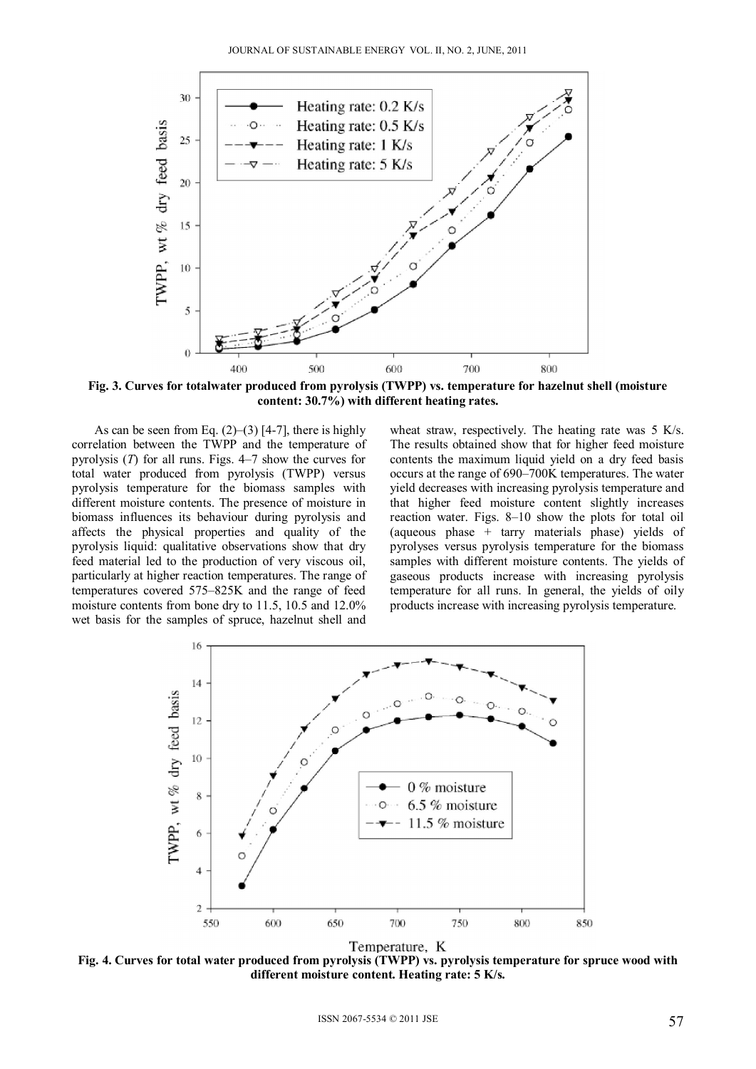Fig. 3. Curves for totalwater produced from pyrolysis (TWPP) vs. temperature for hazelnut shell (moisture content: 30.7%) with different heating rates.

As can be seen from Eq. (2)–(3) [4-7], there is highly correlation between the TWPP and the temperature of pyrolysis ($T$) for all runs. Figs. 4–7 show the curves for total water produced from pyrolysis (TWPP) versus pyrolysis temperature for the biomass samples with different moisture contents. The presence of moisture in biomass influences its behaviour during pyrolysis and affects the physical properties and quality of the pyrolysis liquid: qualitative observations show that dry feed material led to the production of very viscous oil, particularly at higher reaction temperatures. The range of temperatures covered 575–825K and the range of feed moisture contents from bone dry to 11.5, 10.5 and 12.0% wet basis for the samples of spruce, hazelnut shell and wheat straw, respectively. The heating rate was 5 K/s. The results obtained show that for higher feed moisture contents the maximum liquid yield on a dry feed basis occurs at the range of 690–700K temperatures. The water yield decreases with increasing pyrolysis temperature and that higher feed moisture content slightly increases reaction water. Figs. 8–10 show the plots for total oil (aqueous phase + tarry materials phase) yields of pyrolyses versus pyrolysis temperature for the biomass samples with different moisture contents. The yields of gaseous products increase with increasing pyrolysis temperature for all runs. In general, the yields of oily products increase with increasing pyrolysis temperature.

Fig. 4. Curves for total water produced from pyrolysis (TWPP) vs. pyrolysis temperature for spruce wood with different moisture content. Heating rate: 5 K/s.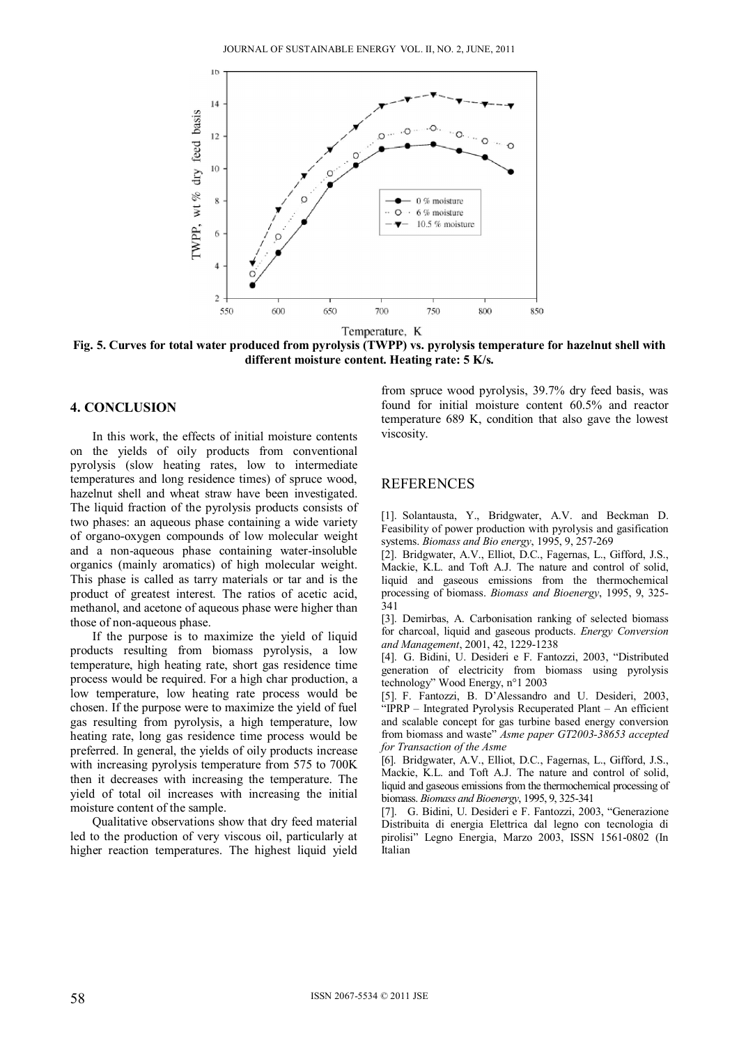16

14

12

10

8

6

4

2

550 600 650 700 750 800 850

TWPP, wt % dry feed basis

Temperature, K

0 % moisture

6 % moisture

10.5 % moisture

**Fig. 5. Curves for total water produced from pyrolysis (TWPP) vs. pyrolysis temperature for hazelnut shell with different moisture content. Heating rate: 5 K/s.**

## 4. CONCLUSION

In this work, the effects of initial moisture contents on the yields of oily products from conventional pyrolysis (slow heating rates, low to intermediate temperatures and long residence times) of spruce wood, hazelnut shell and wheat straw have been investigated. The liquid fraction of the pyrolysis products consists of two phases: an aqueous phase containing a wide variety of organo-oxygen compounds of low molecular weight and a non-aqueous phase containing water-insoluble organics (mainly aromatics) of high molecular weight. This phase is called as tarry materials or tar and is the product of greatest interest. The ratios of acetic acid, methanol, and acetone of aqueous phase were higher than those of non-aqueous phase.

If the purpose is to maximize the yield of liquid products resulting from biomass pyrolysis, a low temperature, high heating rate, short gas residence time process would be required. For a high char production, a low temperature, low heating rate process would be chosen. If the purpose were to maximize the yield of fuel gas resulting from pyrolysis, a high temperature, low heating rate, long gas residence time process would be preferred. In general, the yields of oily products increase with increasing pyrolysis temperature from 575 to 700K then it decreases with increasing the temperature. The yield of total oil increases with increasing the initial moisture content of the sample.

Qualitative observations show that dry feed material led to the production of very viscous oil, particularly at higher reaction temperatures. The highest liquid yield from spruce wood pyrolysis, 39.7% dry feed basis, was found for initial moisture content 60.5% and reactor temperature 689 K, condition that also gave the lowest viscosity.

## REFERENCES

[1]. Solantausta, Y., Bridgwater, A.V. and Beckman D. Feasibility of power production with pyrolysis and gasification systems. *Biomass and Bio energy*, 1995, 9, 257-269

[2]. Bridgwater, A.V., Elliot, D.C., Fagernas, L., Gifford, J.S., Mackie, K.L. and Toft A.J. The nature and control of solid, liquid and gaseous emissions from the thermochemical processing of biomass. *Biomass and Bioenergy*, 1995, 9, 325-341

[3]. Demirbas, A. Carbonisation ranking of selected biomass for charcoal, liquid and gaseous products. *Energy Conversion and Management*, 2001, 42, 1229-1238

[4]. G. Bidini, U. Desideri e F. Fantozzi, 2003, "Distributed generation of electricity from biomass using pyrolysis technology" Wood Energy, n°1 2003

[5]. F. Fantozzi, B. D'Alessandro and U. Desideri, 2003, "IPRP – Integrated Pyrolysis Recuperated Plant – An efficient and scalable concept for gas turbine based energy conversion from biomass and waste" *Asme paper GT2003-38653 accepted for Transaction of the Asme*

[6]. Bridgwater, A.V., Elliot, D.C., Fagernas, L., Gifford, J.S., Mackie, K.L. and Toft A.J. The nature and control of solid, liquid and gaseous emissions from the thermochemical processing of biomass. *Biomass and Bioenergy*, 1995, 9, 325-341

[7]. G. Bidini, U. Desideri e F. Fantozzi, 2003, "Generazione Distribuita di energia Elettrica dal legno con tecnologia di pirolisi" Legno Energia, Marzo 2003, ISSN 1561-0802 (In Italian